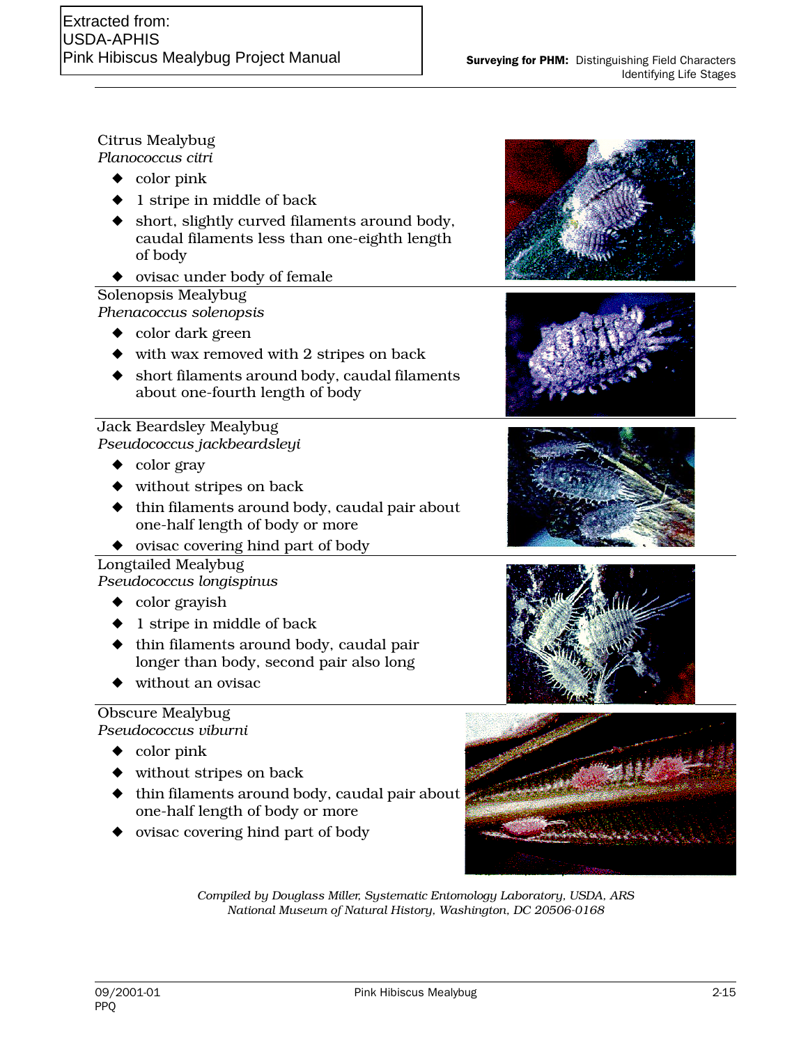Extracted from:
USDA-APHIS
Pink Hibiscus Mealybug Project Manual

Citrus Mealybug
*Planococcus citri*

- color pink
- 1 stripe in middle of back
- short, slightly curved filaments around body, caudal filaments less than one-eighth length of body
- ovisac under body of female

Solenopsis Mealybug
*Phenacoccus solenopsis*

- color dark green
- with wax removed with 2 stripes on back
- short filaments around body, caudal filaments about one-fourth length of body

Jack Beardsley Mealybug
*Pseudococcus jackbeardsleyi*

- color gray
- without stripes on back
- thin filaments around body, caudal pair about one-half length of body or more
- ovisac covering hind part of body

Longtailed Mealybug
*Pseudococcus longispinus*

- color grayish
- 1 stripe in middle of back
- thin filaments around body, caudal pair longer than body, second pair also long
- without an ovisac

Obscure Mealybug
*Pseudococcus viburni*

- color pink
- without stripes on back
- thin filaments around body, caudal pair about one-half length of body or more
- ovisac covering hind part of body

*Compiled by Douglass Miller, Systematic Entomology Laboratory, USDA, ARS National Museum of Natural History, Washington, DC 20506-0168*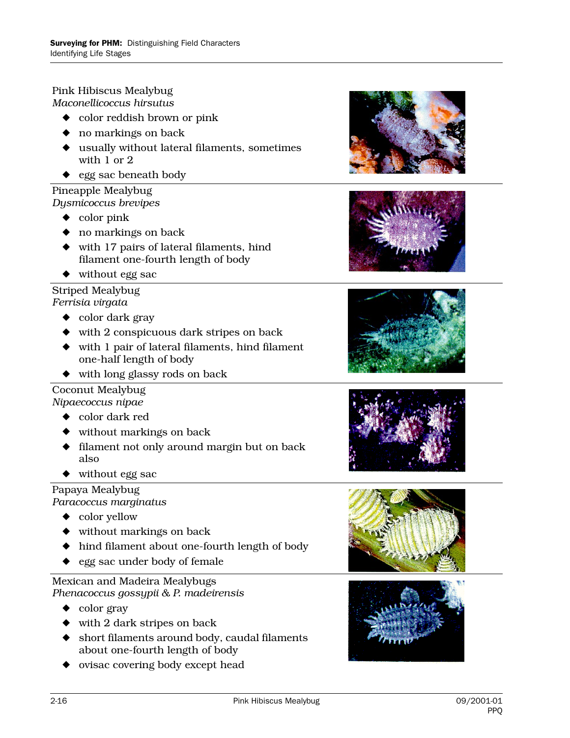Pink Hibiscus Mealybug
*Maconellicoccus hirsutus*

- color reddish brown or pink
- no markings on back
- usually without lateral filaments, sometimes with 1 or 2
- egg sac beneath body

Pineapple Mealybug
*Dysmicoccus brevipes*

- color pink
- no markings on back
- with 17 pairs of lateral filaments, hind filament one-fourth length of body
- without egg sac

Striped Mealybug
*Ferrisia virgata*

- color dark gray
- with 2 conspicuous dark stripes on back
- with 1 pair of lateral filaments, hind filament one-half length of body
- with long glassy rods on back

Coconut Mealybug
*Nipaecoccus nipae*

- color dark red
- without markings on back
- filament not only around margin but on back also
- without egg sac

Papaya Mealybug
*Paracoccus marginatus*

- color yellow
- without markings on back
- hind filament about one-fourth length of body
- egg sac under body of female

Mexican and Madeira Mealybugs
*Phenacoccus gossypii & P. madeirensis*

- color gray
- with 2 dark stripes on back
- short filaments around body, caudal filaments about one-fourth length of body
- ovisac covering body except head